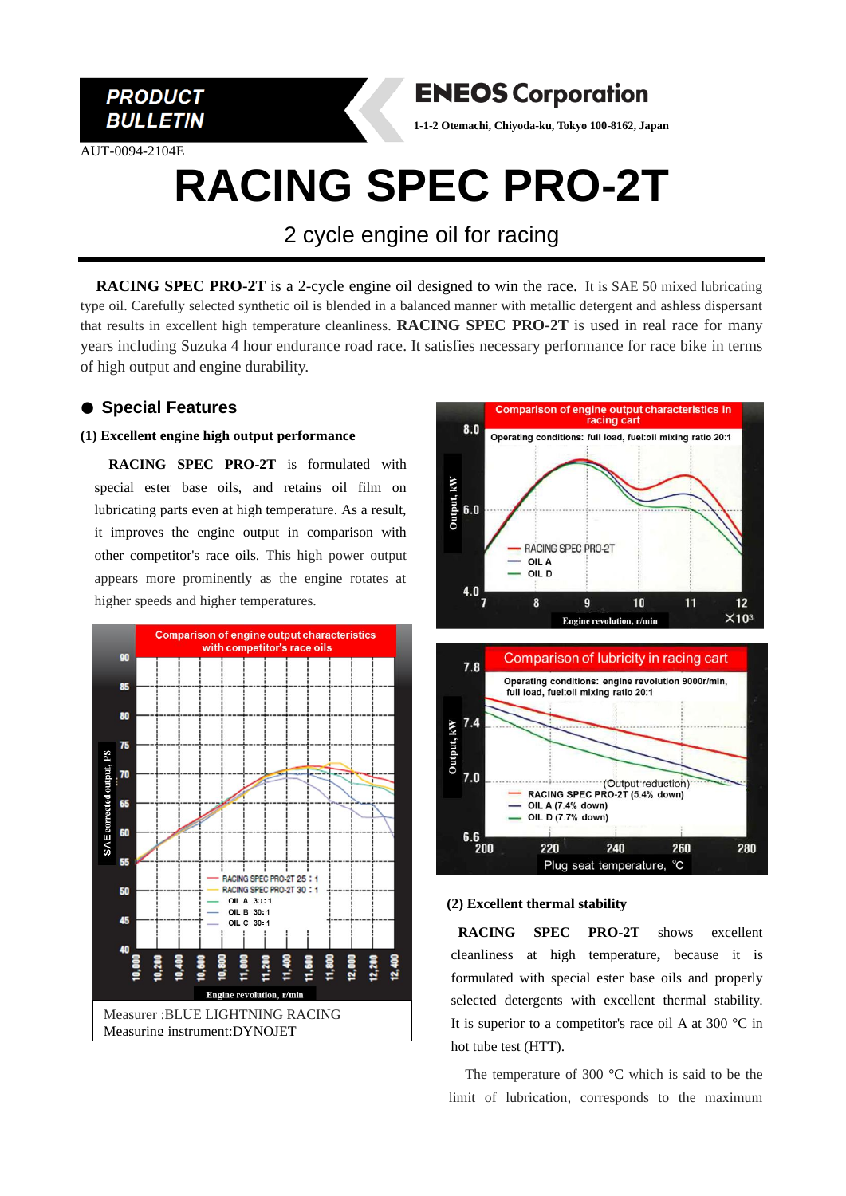**PRODUCT BULLETIN**

**ENEOS Corporation**

1-1-2 Otemachi, Chiyoda-ku, Tokyo 100-8162, Japan

AUT-0094-2104E

# RACING SPEC PRO-2T

## 2 cycle engine oil for racing

**RACING SPEC PRO-2T** is a 2-cycle engine oil designed to win the race. It is SAE 50 mixed lubricating type oil. Carefully selected synthetic oil is blended in a balanced manner with metallic detergent and ashless dispersant that results in excellent high temperature cleanliness. **RACING SPEC PRO-2T** is used in real race for many years including Suzuka 4 hour endurance road race. It satisfies necessary performance for race bike in terms of high output and engine durability.

### ● Special Features

**(1) Excellent engine high output performance**

**RACING SPEC PRO-2T** is formulated with special ester base oils, and retains oil film on lubricating parts even at high temperature. As a result, it improves the engine output in comparison with other competitor's race oils. This high power output appears more prominently as the engine rotates at higher speeds and higher temperatures.

Comparison of engine output characteristics with competitor's race oils

Legend: RACING SPEC PRO-2T 25 : 1; RACING SPEC PRO-2T 30 : 1; OIL A 30 : 1; OIL B 30 : 1; OIL C 30 : 1

Y-axis: SAE corrected output, PS (40–90); X-axis: Engine revolution, r/min (10,000–12,400)

Measurer :BLUE LIGHTNING RACING
Measuring instrument:DYNOJET

Comparison of engine output characteristics in racing cart

Operating conditions: full load, fuel:oil mixing ratio 20:1

Legend: RACING SPEC PRO-2T; OIL A; OIL D

Y-axis: Output, kW (4.0–8.0); X-axis: Engine revolution, r/min (7–12 $\times 10^3$)

Comparison of lubricity in racing cart

Operating conditions: engine revolution 9000r/min, full load, fuel:oil mixing ratio 20:1

(Output reduction)
RACING SPEC PRO-2T (5.4% down)
OIL A (7.4% down)
OIL D (7.7% down)

Y-axis: Output, kW (6.6–7.8); X-axis: Plug seat temperature, ℃ (200–280)

**(2) Excellent thermal stability**

**RACING SPEC PRO-2T** shows excellent cleanliness at high temperature**,** because it is formulated with special ester base oils and properly selected detergents with excellent thermal stability. It is superior to a competitor's race oil A at 300 °C in hot tube test (HTT).

The temperature of 300 °C which is said to be the limit of lubrication, corresponds to the maximum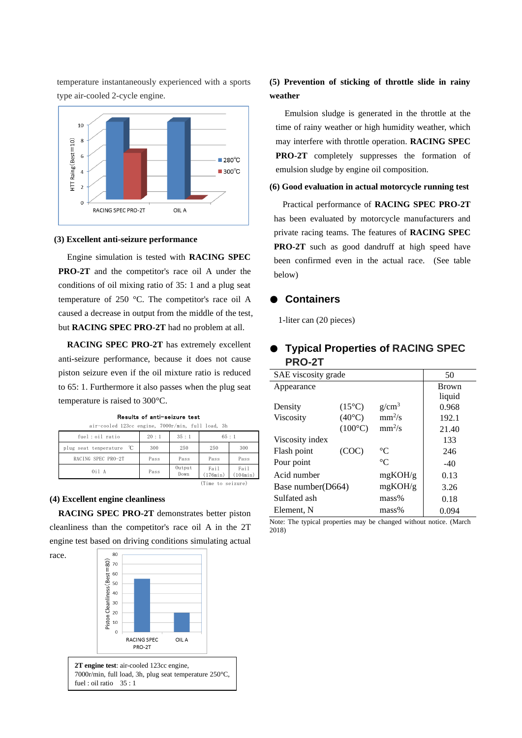temperature instantaneously experienced with a sports type air-cooled 2-cycle engine.

### (3) Excellent anti-seizure performance

Engine simulation is tested with **RACING SPEC PRO-2T** and the competitor's race oil A under the conditions of oil mixing ratio of 35: 1 and a plug seat temperature of 250 °C. The competitor's race oil A caused a decrease in output from the middle of the test, but **RACING SPEC PRO-2T** had no problem at all.

**RACING SPEC PRO-2T** has extremely excellent anti-seizure performance, because it does not cause piston seizure even if the oil mixture ratio is reduced to 65: 1. Furthermore it also passes when the plug seat temperature is raised to 300°C.

**Results of anti-seizure test**

air-cooled 123cc engine, 7000r/min, full load, 3h

| fuel : oil ratio | 20 : 1 | 35 : 1 | 65 : 1 | |
|---|---|---|---|---|
| plug seat temperature ℃ | 300 | 250 | 250 | 300 |
| RACING SPEC PRO-2T | Pass | Pass | Pass | Pass |
| Oil A | Pass | Output Down | Fail (176min) | Fail (104min) |

(Time to seizure)

### (4) Excellent engine cleanliness

**RACING SPEC PRO-2T** demonstrates better piston cleanliness than the competitor's race oil A in the 2T engine test based on driving conditions simulating actual race.

**2T engine test**: air-cooled 123cc engine, 7000r/min, full load, 3h, plug seat temperature 250°C, fuel : oil ratio 35 : 1

### (5) Prevention of sticking of throttle slide in rainy weather

Emulsion sludge is generated in the throttle at the time of rainy weather or high humidity weather, which may interfere with throttle operation. **RACING SPEC PRO-2T** completely suppresses the formation of emulsion sludge by engine oil composition.

### (6) Good evaluation in actual motorcycle running test

Practical performance of **RACING SPEC PRO-2T** has been evaluated by motorcycle manufacturers and private racing teams. The features of **RACING SPEC PRO-2T** such as good dandruff at high speed have been confirmed even in the actual race. (See table below)

## ● Containers

1-liter can (20 pieces)

## ● Typical Properties of RACING SPEC PRO-2T

| SAE viscosity grade | | | 50 |
|---|---|---|---|
| Appearance | | | Brown liquid |
| Density | (15°C) | g/cm$^3$ | 0.968 |
| Viscosity | (40°C) | mm$^2$/s | 192.1 |
| | (100°C) | mm$^2$/s | 21.40 |
| Viscosity index | | | 133 |
| Flash point | (COC) | °C | 246 |
| Pour point | | °C | -40 |
| Acid number | | mgKOH/g | 0.13 |
| Base number(D664) | | mgKOH/g | 3.26 |
| Sulfated ash | | mass% | 0.18 |
| Element, N | | mass% | 0.094 |

Note: The typical properties may be changed without notice. (March 2018)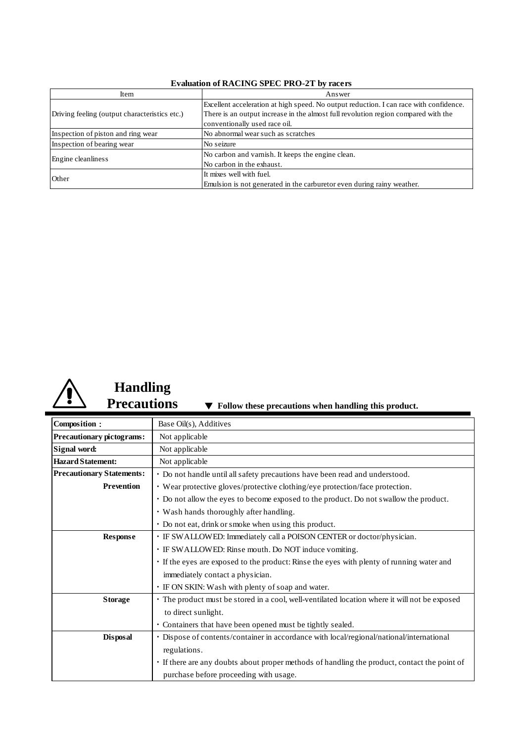**Evaluation of RACING SPEC PRO-2T by racers**

| Item | Answer |
|---|---|
| Driving feeling (output characteristics etc.) | Excellent acceleration at high speed. No output reduction. I can race with confidence. There is an output increase in the almost full revolution region compared with the conventionally used race oil. |
| Inspection of piston and ring wear | No abnormal wear such as scratches |
| Inspection of bearing wear | No seizure |
| Engine cleanliness | No carbon and varnish. It keeps the engine clean. No carbon in the exhaust. |
| Other | It mixes well with fuel. Emulsion is not generated in the carburetor even during rainy weather. |

## Handling Precautions

**▼ Follow these precautions when handling this product.**

| | |
|---|---|
| **Composition：** | Base Oil(s), Additives |
| **Precautionary pictograms:** | Not applicable |
| **Signal word:** | Not applicable |
| **Hazard Statement:** | Not applicable |
| **Precautionary Statements:** | ・Do not handle until all safety precautions have been read and understood. |
| **Prevention** | ・Wear protective gloves/protective clothing/eye protection/face protection. |
| | ・Do not allow the eyes to become exposed to the product. Do not swallow the product. |
| | ・Wash hands thoroughly after handling. |
| | ・Do not eat, drink or smoke when using this product. |
| **Response** | ・IF SWALLOWED: Immediately call a POISON CENTER or doctor/physician. |
| | ・IF SWALLOWED: Rinse mouth. Do NOT induce vomiting. |
| | ・If the eyes are exposed to the product: Rinse the eyes with plenty of running water and immediately contact a physician. |
| | ・IF ON SKIN: Wash with plenty of soap and water. |
| **Storage** | ・The product must be stored in a cool, well-ventilated location where it will not be exposed to direct sunlight. |
| | ・Containers that have been opened must be tightly sealed. |
| **Disposal** | ・Dispose of contents/container in accordance with local/regional/national/international regulations. |
| | ・If there are any doubts about proper methods of handling the product, contact the point of purchase before proceeding with usage. |